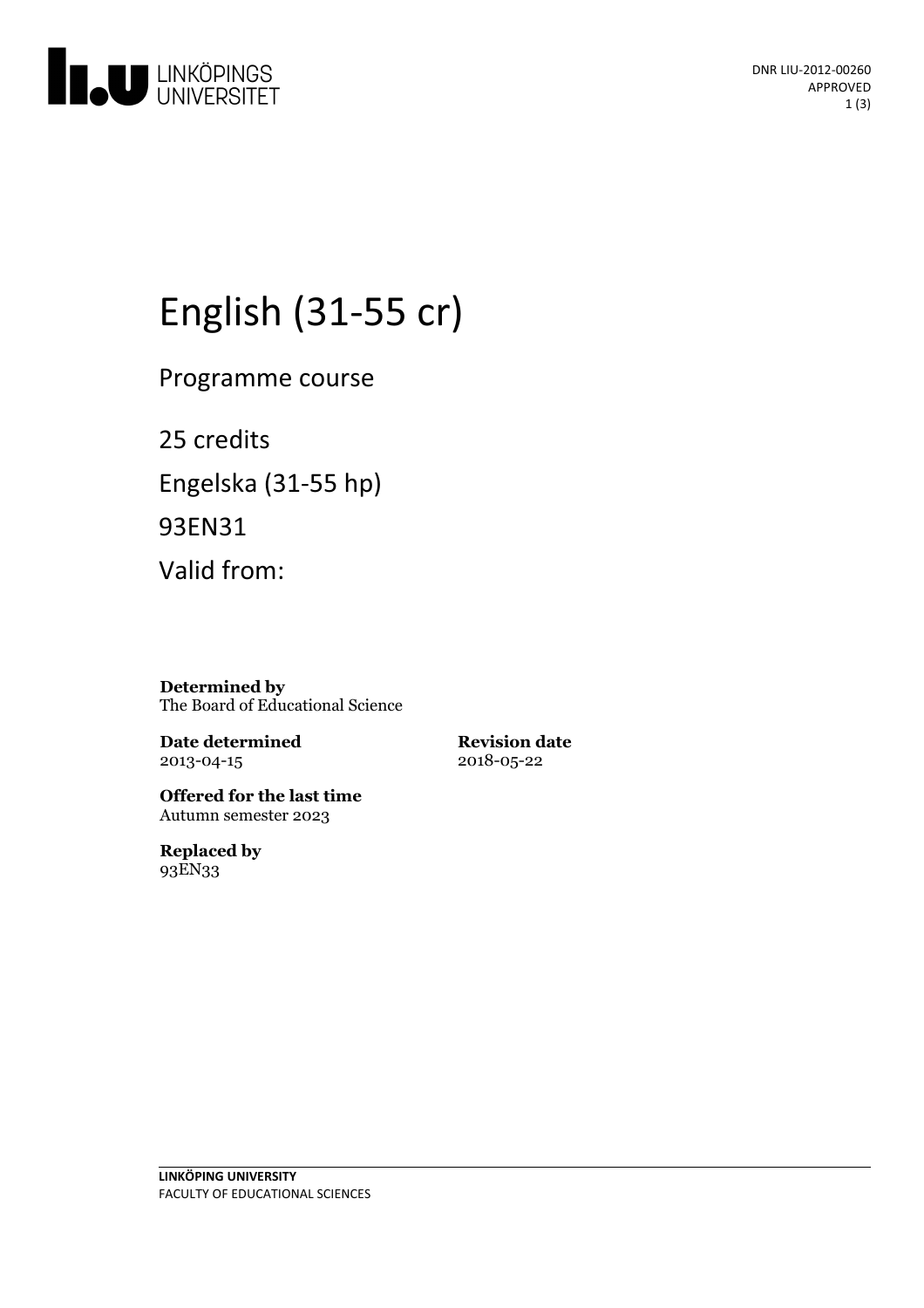DNR LIU-2012-00260
APPROVED

# English (31-55 cr)

Programme course

25 credits

Engelska (31-55 hp)

93EN31

Valid from:

**Determined by**
The Board of Educational Science

**Date determined**
2013-04-15

**Revision date**
2018-05-22

**Offered for the last time**
Autumn semester 2023

**Replaced by**
93EN33

**LINKÖPING UNIVERSITY**
FACULTY OF EDUCATIONAL SCIENCES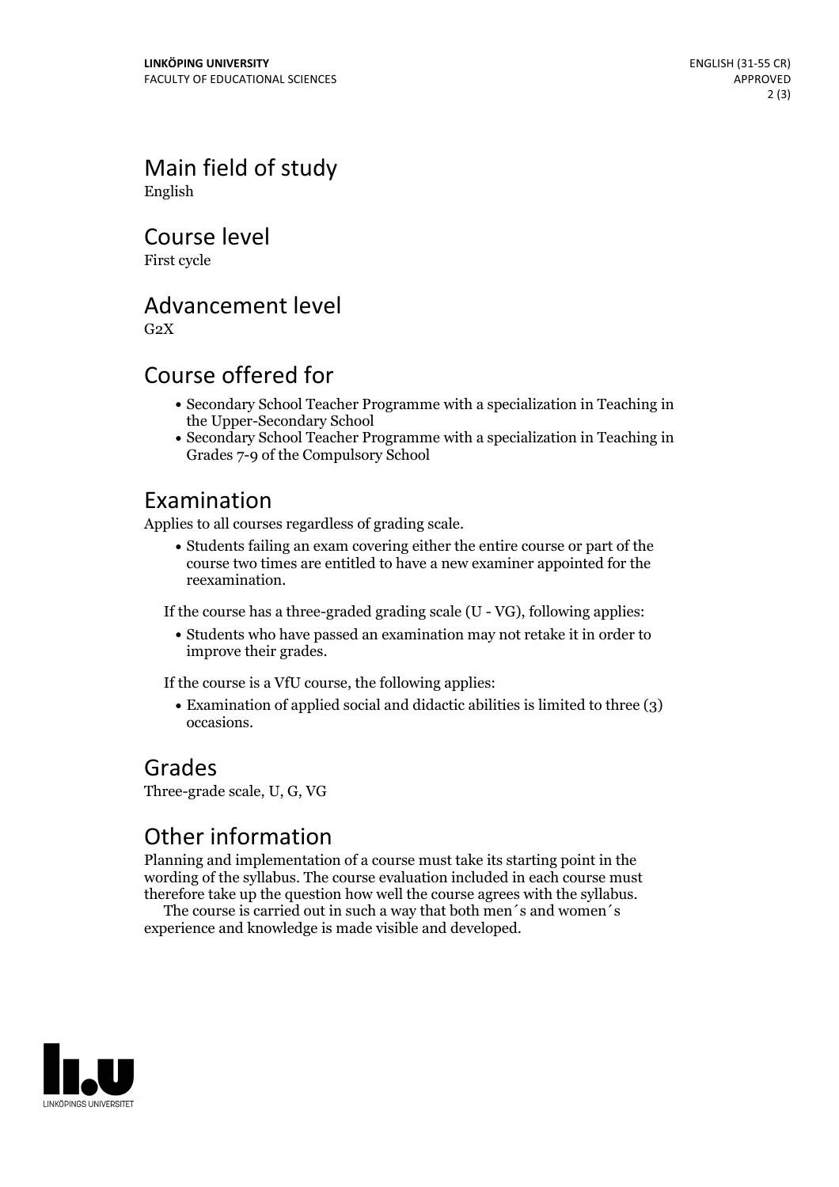## Main field of study

English

## Course level

First cycle

## Advancement level

G2X

## Course offered for

- Secondary School Teacher Programme with a specialization in Teaching in the Upper-Secondary School
- Secondary School Teacher Programme with a specialization in Teaching in Grades 7-9 of the Compulsory School

## Examination

Applies to all courses regardless of grading scale.

- Students failing an exam covering either the entire course or part of the course two times are entitled to have a new examiner appointed for the reexamination.

If the course has a three-graded grading scale (U - VG), following applies:

- Students who have passed an examination may not retake it in order to improve their grades.

If the course is a VfU course, the following applies:

- Examination of applied social and didactic abilities is limited to three (3) occasions.

## Grades

Three-grade scale, U, G, VG

## Other information

Planning and implementation of a course must take its starting point in the wording of the syllabus. The course evaluation included in each course must therefore take up the question how well the course agrees with the syllabus.

The course is carried out in such a way that both men´s and women´s experience and knowledge is made visible and developed.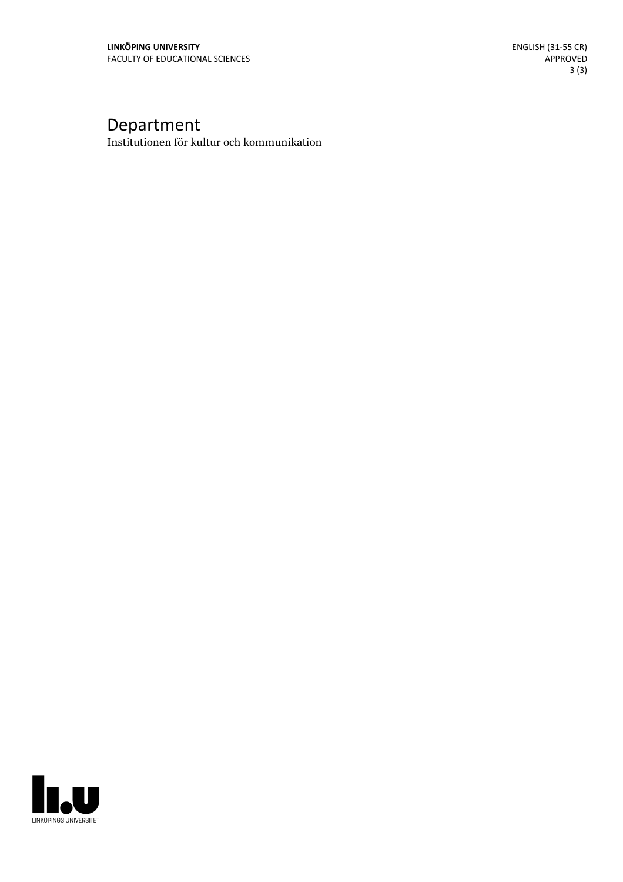## Department

Institutionen för kultur och kommunikation